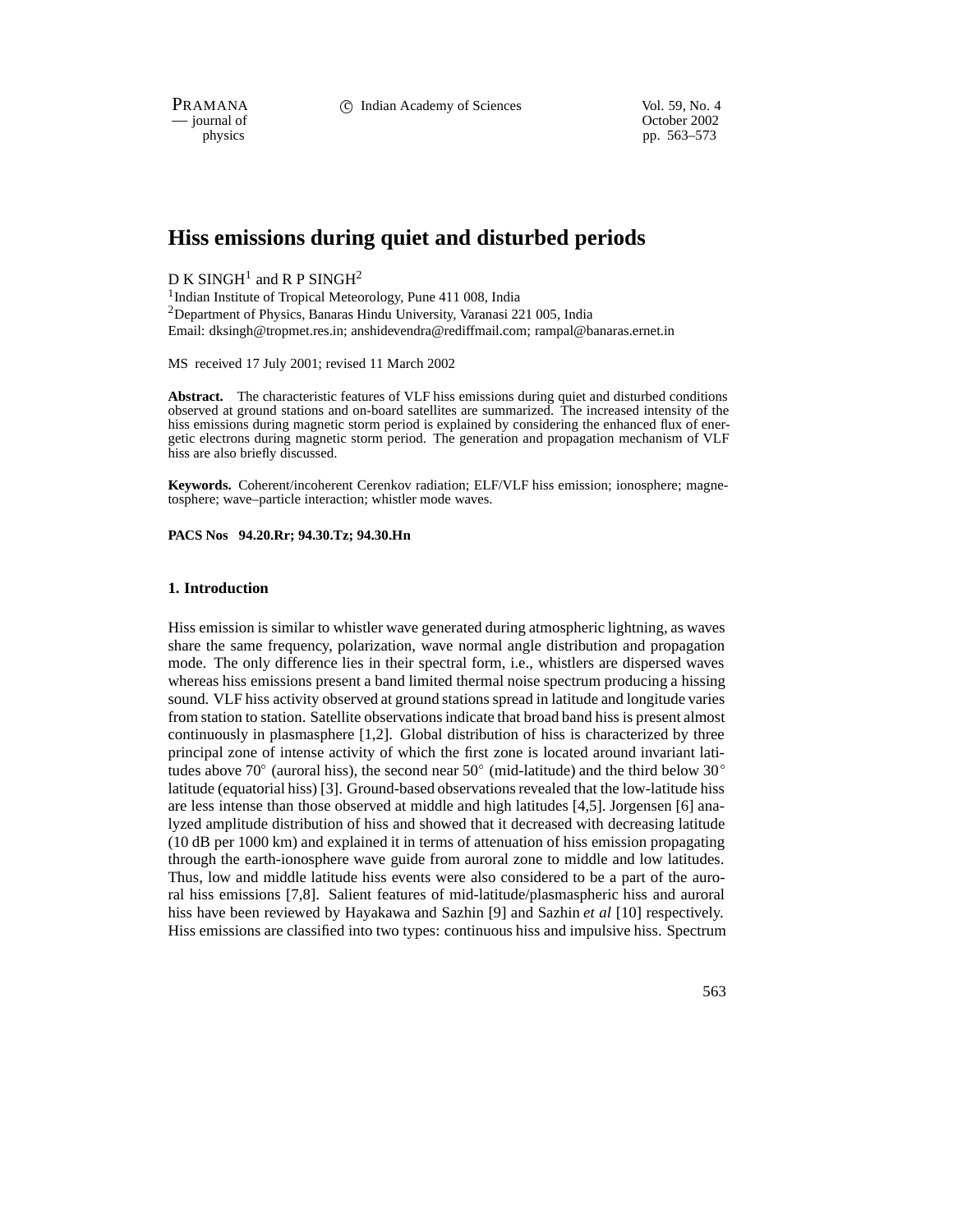# Hiss emissions during quiet and disturbed periods

D K SINGH[1] and R P SINGH[2]

[1]Indian Institute of Tropical Meteorology, Pune 411 008, India
[2]Department of Physics, Banaras Hindu University, Varanasi 221 005, India
Email: dksingh@tropmet.res.in; anshidevendra@rediffmail.com; rampal@banaras.ernet.in

MS received 17 July 2001; revised 11 March 2002

**Abstract.** The characteristic features of VLF hiss emissions during quiet and disturbed conditions observed at ground stations and on-board satellites are summarized. The increased intensity of the hiss emissions during magnetic storm period is explained by considering the enhanced flux of energetic electrons during magnetic storm period. The generation and propagation mechanism of VLF hiss are also briefly discussed.

**Keywords.** Coherent/incoherent Cerenkov radiation; ELF/VLF hiss emission; ionosphere; magnetosphere; wave–particle interaction; whistler mode waves.

**PACS Nos 94.20.Rr; 94.30.Tz; 94.30.Hn**

## 1. Introduction

Hiss emission is similar to whistler wave generated during atmospheric lightning, as waves share the same frequency, polarization, wave normal angle distribution and propagation mode. The only difference lies in their spectral form, i.e., whistlers are dispersed waves whereas hiss emissions present a band limited thermal noise spectrum producing a hissing sound. VLF hiss activity observed at ground stations spread in latitude and longitude varies from station to station. Satellite observations indicate that broad band hiss is present almost continuously in plasmasphere [1,2]. Global distribution of hiss is characterized by three principal zone of intense activity of which the first zone is located around invariant latitudes above 70° (auroral hiss), the second near 50° (mid-latitude) and the third below 30° latitude (equatorial hiss) [3]. Ground-based observations revealed that the low-latitude hiss are less intense than those observed at middle and high latitudes [4,5]. Jorgensen [6] analyzed amplitude distribution of hiss and showed that it decreased with decreasing latitude (10 dB per 1000 km) and explained it in terms of attenuation of hiss emission propagating through the earth-ionosphere wave guide from auroral zone to middle and low latitudes. Thus, low and middle latitude hiss events were also considered to be a part of the auroral hiss emissions [7,8]. Salient features of mid-latitude/plasmaspheric hiss and auroral hiss have been reviewed by Hayakawa and Sazhin [9] and Sazhin *et al* [10] respectively. Hiss emissions are classified into two types: continuous hiss and impulsive hiss. Spectrum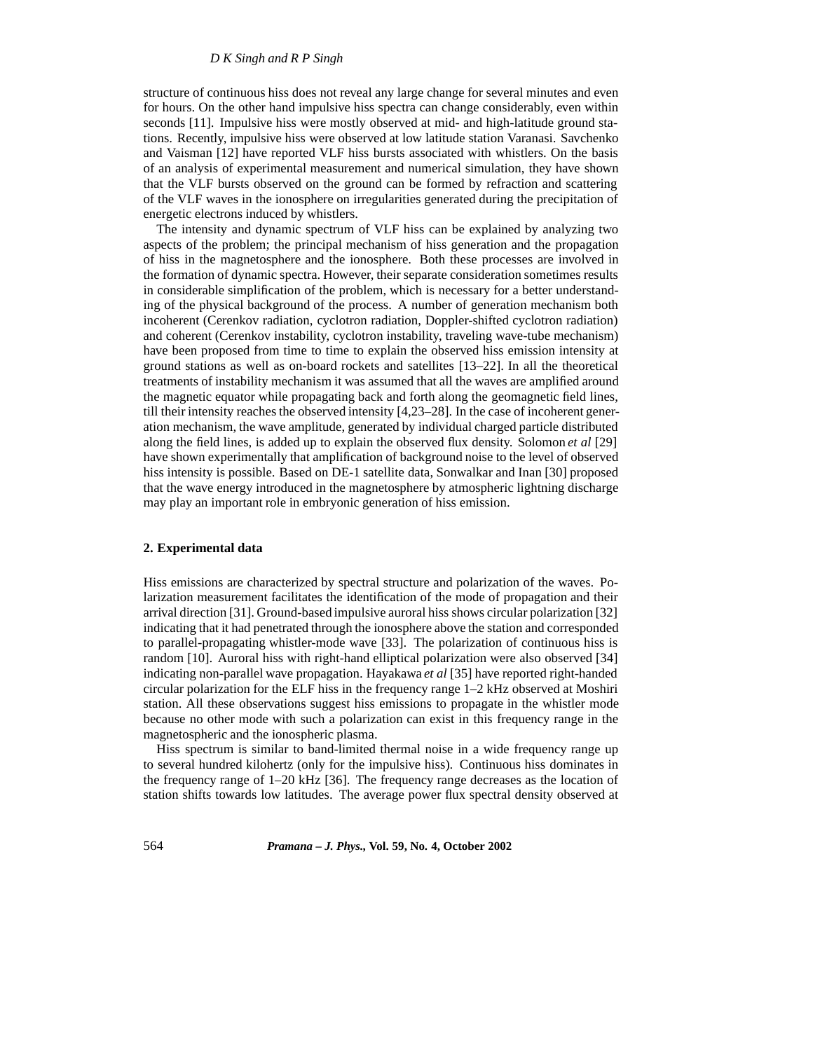structure of continuous hiss does not reveal any large change for several minutes and even for hours. On the other hand impulsive hiss spectra can change considerably, even within seconds [11]. Impulsive hiss were mostly observed at mid- and high-latitude ground stations. Recently, impulsive hiss were observed at low latitude station Varanasi. Savchenko and Vaisman [12] have reported VLF hiss bursts associated with whistlers. On the basis of an analysis of experimental measurement and numerical simulation, they have shown that the VLF bursts observed on the ground can be formed by refraction and scattering of the VLF waves in the ionosphere on irregularities generated during the precipitation of energetic electrons induced by whistlers.

The intensity and dynamic spectrum of VLF hiss can be explained by analyzing two aspects of the problem; the principal mechanism of hiss generation and the propagation of hiss in the magnetosphere and the ionosphere. Both these processes are involved in the formation of dynamic spectra. However, their separate consideration sometimes results in considerable simplification of the problem, which is necessary for a better understanding of the physical background of the process. A number of generation mechanism both incoherent (Cerenkov radiation, cyclotron radiation, Doppler-shifted cyclotron radiation) and coherent (Cerenkov instability, cyclotron instability, traveling wave-tube mechanism) have been proposed from time to time to explain the observed hiss emission intensity at ground stations as well as on-board rockets and satellites [13–22]. In all the theoretical treatments of instability mechanism it was assumed that all the waves are amplified around the magnetic equator while propagating back and forth along the geomagnetic field lines, till their intensity reaches the observed intensity [4,23–28]. In the case of incoherent generation mechanism, the wave amplitude, generated by individual charged particle distributed along the field lines, is added up to explain the observed flux density. Solomon *et al* [29] have shown experimentally that amplification of background noise to the level of observed hiss intensity is possible. Based on DE-1 satellite data, Sonwalkar and Inan [30] proposed that the wave energy introduced in the magnetosphere by atmospheric lightning discharge may play an important role in embryonic generation of hiss emission.

## 2. Experimental data

Hiss emissions are characterized by spectral structure and polarization of the waves. Polarization measurement facilitates the identification of the mode of propagation and their arrival direction [31]. Ground-based impulsive auroral hiss shows circular polarization [32] indicating that it had penetrated through the ionosphere above the station and corresponded to parallel-propagating whistler-mode wave [33]. The polarization of continuous hiss is random [10]. Auroral hiss with right-hand elliptical polarization were also observed [34] indicating non-parallel wave propagation. Hayakawa *et al* [35] have reported right-handed circular polarization for the ELF hiss in the frequency range 1–2 kHz observed at Moshiri station. All these observations suggest hiss emissions to propagate in the whistler mode because no other mode with such a polarization can exist in this frequency range in the magnetospheric and the ionospheric plasma.

Hiss spectrum is similar to band-limited thermal noise in a wide frequency range up to several hundred kilohertz (only for the impulsive hiss). Continuous hiss dominates in the frequency range of 1–20 kHz [36]. The frequency range decreases as the location of station shifts towards low latitudes. The average power flux spectral density observed at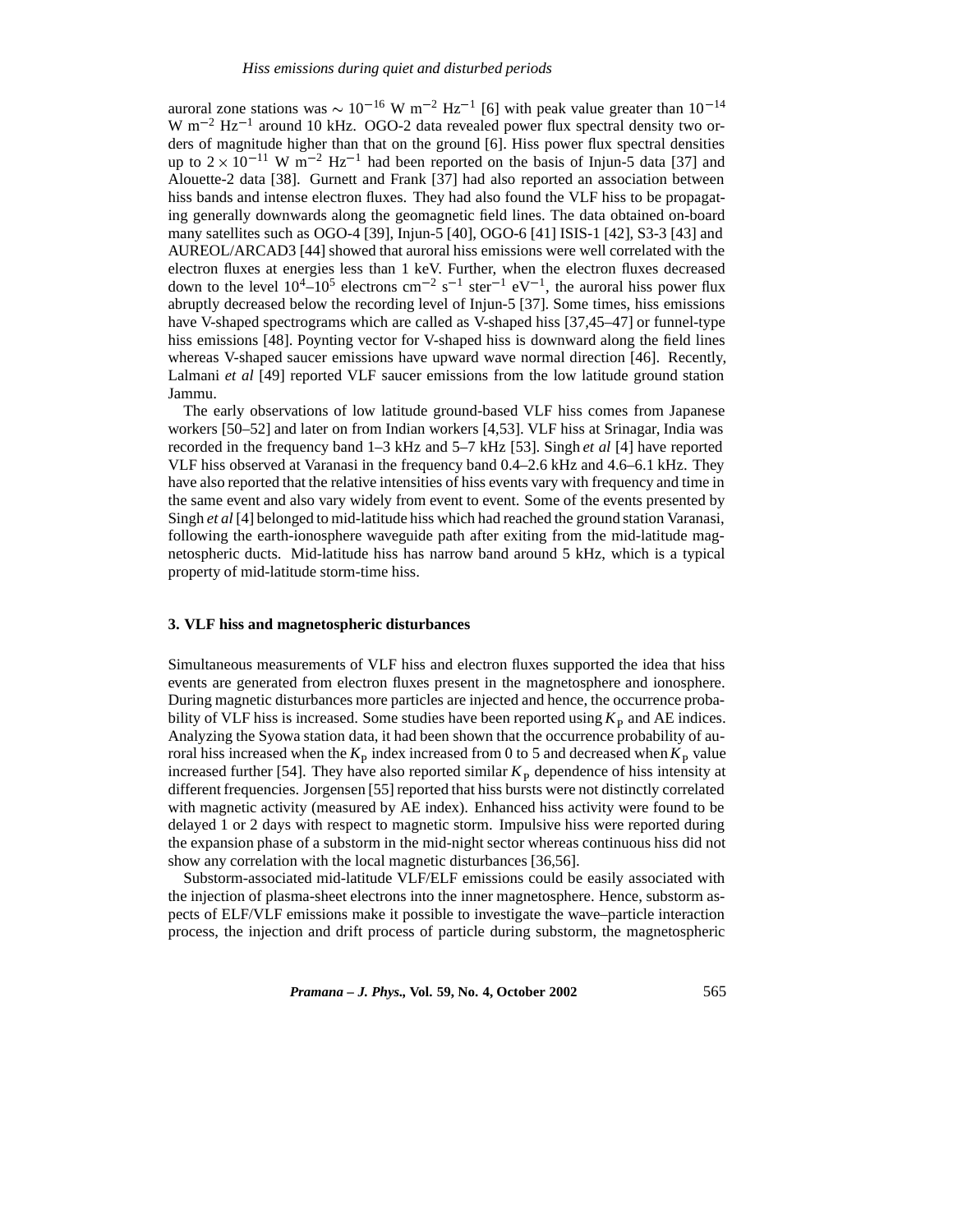auroral zone stations was $\sim 10^{-16}$ W m$^{-2}$ Hz$^{-1}$ [6] with peak value greater than $10^{-14}$ W m$^{-2}$ Hz$^{-1}$ around 10 kHz. OGO-2 data revealed power flux spectral density two orders of magnitude higher than that on the ground [6]. Hiss power flux spectral densities up to $2 \times 10^{-11}$ W m$^{-2}$ Hz$^{-1}$ had been reported on the basis of Injun-5 data [37] and Alouette-2 data [38]. Gurnett and Frank [37] had also reported an association between hiss bands and intense electron fluxes. They had also found the VLF hiss to be propagating generally downwards along the geomagnetic field lines. The data obtained on-board many satellites such as OGO-4 [39], Injun-5 [40], OGO-6 [41] ISIS-1 [42], S3-3 [43] and AUREOL/ARCAD3 [44] showed that auroral hiss emissions were well correlated with the electron fluxes at energies less than 1 keV. Further, when the electron fluxes decreased down to the level $10^4$–$10^5$ electrons cm$^{-2}$ s$^{-1}$ ster$^{-1}$ eV$^{-1}$, the auroral hiss power flux abruptly decreased below the recording level of Injun-5 [37]. Some times, hiss emissions have V-shaped spectrograms which are called as V-shaped hiss [37,45–47] or funnel-type hiss emissions [48]. Poynting vector for V-shaped hiss is downward along the field lines whereas V-shaped saucer emissions have upward wave normal direction [46]. Recently, Lalmani *et al* [49] reported VLF saucer emissions from the low latitude ground station Jammu.

The early observations of low latitude ground-based VLF hiss comes from Japanese workers [50–52] and later on from Indian workers [4,53]. VLF hiss at Srinagar, India was recorded in the frequency band 1–3 kHz and 5–7 kHz [53]. Singh *et al* [4] have reported VLF hiss observed at Varanasi in the frequency band 0.4–2.6 kHz and 4.6–6.1 kHz. They have also reported that the relative intensities of hiss events vary with frequency and time in the same event and also vary widely from event to event. Some of the events presented by Singh *et al* [4] belonged to mid-latitude hiss which had reached the ground station Varanasi, following the earth-ionosphere waveguide path after exiting from the mid-latitude magnetospheric ducts. Mid-latitude hiss has narrow band around 5 kHz, which is a typical property of mid-latitude storm-time hiss.

## 3. VLF hiss and magnetospheric disturbances

Simultaneous measurements of VLF hiss and electron fluxes supported the idea that hiss events are generated from electron fluxes present in the magnetosphere and ionosphere. During magnetic disturbances more particles are injected and hence, the occurrence probability of VLF hiss is increased. Some studies have been reported using $K_{\mathrm{p}}$ and AE indices. Analyzing the Syowa station data, it had been shown that the occurrence probability of auroral hiss increased when the $K_{\mathrm{p}}$ index increased from 0 to 5 and decreased when $K_{\mathrm{p}}$ value increased further [54]. They have also reported similar $K_{\mathrm{p}}$ dependence of hiss intensity at different frequencies. Jorgensen [55] reported that hiss bursts were not distinctly correlated with magnetic activity (measured by AE index). Enhanced hiss activity were found to be delayed 1 or 2 days with respect to magnetic storm. Impulsive hiss were reported during the expansion phase of a substorm in the mid-night sector whereas continuous hiss did not show any correlation with the local magnetic disturbances [36,56].

Substorm-associated mid-latitude VLF/ELF emissions could be easily associated with the injection of plasma-sheet electrons into the inner magnetosphere. Hence, substorm aspects of ELF/VLF emissions make it possible to investigate the wave–particle interaction process, the injection and drift process of particle during substorm, the magnetospheric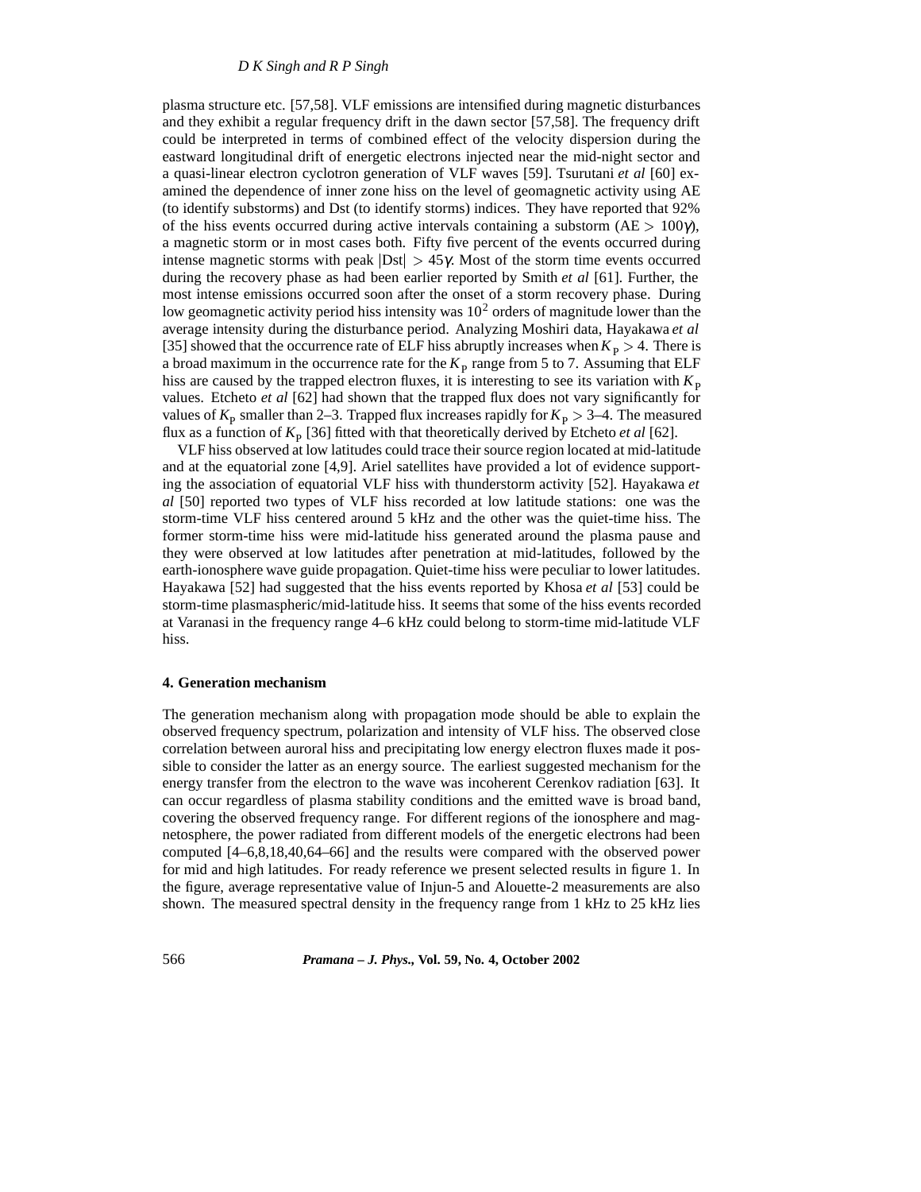plasma structure etc. [57,58]. VLF emissions are intensified during magnetic disturbances and they exhibit a regular frequency drift in the dawn sector [57,58]. The frequency drift could be interpreted in terms of combined effect of the velocity dispersion during the eastward longitudinal drift of energetic electrons injected near the mid-night sector and a quasi-linear electron cyclotron generation of VLF waves [59]. Tsurutani *et al* [60] examined the dependence of inner zone hiss on the level of geomagnetic activity using AE (to identify substorms) and Dst (to identify storms) indices. They have reported that 92% of the hiss events occurred during active intervals containing a substorm (AE $> 100\gamma$), a magnetic storm or in most cases both. Fifty five percent of the events occurred during intense magnetic storms with peak $|\text{Dst}| > 45\gamma$. Most of the storm time events occurred during the recovery phase as had been earlier reported by Smith *et al* [61]. Further, the most intense emissions occurred soon after the onset of a storm recovery phase. During low geomagnetic activity period hiss intensity was $10^2$ orders of magnitude lower than the average intensity during the disturbance period. Analyzing Moshiri data, Hayakawa *et al* [35] showed that the occurrence rate of ELF hiss abruptly increases when $K_\text{P} > 4$. There is a broad maximum in the occurrence rate for the $K_\text{P}$ range from 5 to 7. Assuming that ELF hiss are caused by the trapped electron fluxes, it is interesting to see its variation with $K_\text{P}$ values. Etcheto *et al* [62] had shown that the trapped flux does not vary significantly for values of $K_\text{P}$ smaller than 2–3. Trapped flux increases rapidly for $K_\text{P} > 3$–4. The measured flux as a function of $K_\text{P}$ [36] fitted with that theoretically derived by Etcheto *et al* [62].

VLF hiss observed at low latitudes could trace their source region located at mid-latitude and at the equatorial zone [4,9]. Ariel satellites have provided a lot of evidence supporting the association of equatorial VLF hiss with thunderstorm activity [52]. Hayakawa *et al* [50] reported two types of VLF hiss recorded at low latitude stations: one was the storm-time VLF hiss centered around 5 kHz and the other was the quiet-time hiss. The former storm-time hiss were mid-latitude hiss generated around the plasma pause and they were observed at low latitudes after penetration at mid-latitudes, followed by the earth-ionosphere wave guide propagation. Quiet-time hiss were peculiar to lower latitudes. Hayakawa [52] had suggested that the hiss events reported by Khosa *et al* [53] could be storm-time plasmaspheric/mid-latitude hiss. It seems that some of the hiss events recorded at Varanasi in the frequency range 4–6 kHz could belong to storm-time mid-latitude VLF hiss.

## 4. Generation mechanism

The generation mechanism along with propagation mode should be able to explain the observed frequency spectrum, polarization and intensity of VLF hiss. The observed close correlation between auroral hiss and precipitating low energy electron fluxes made it possible to consider the latter as an energy source. The earliest suggested mechanism for the energy transfer from the electron to the wave was incoherent Cerenkov radiation [63]. It can occur regardless of plasma stability conditions and the emitted wave is broad band, covering the observed frequency range. For different regions of the ionosphere and magnetosphere, the power radiated from different models of the energetic electrons had been computed [4–6,8,18,40,64–66] and the results were compared with the observed power for mid and high latitudes. For ready reference we present selected results in figure 1. In the figure, average representative value of Injun-5 and Alouette-2 measurements are also shown. The measured spectral density in the frequency range from 1 kHz to 25 kHz lies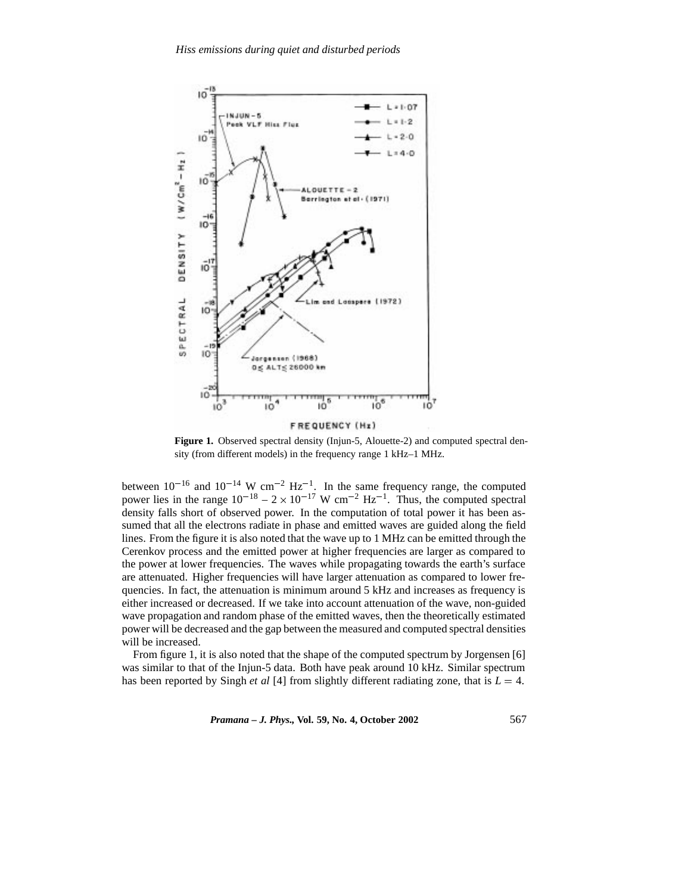**Figure 1.** Observed spectral density (Injun-5, Alouette-2) and computed spectral density (from different models) in the frequency range 1 kHz–1 MHz.

between $10^{-16}$ and $10^{-14}$ W cm$^{-2}$ Hz$^{-1}$. In the same frequency range, the computed power lies in the range $10^{-18} - 2 \times 10^{-17}$ W cm$^{-2}$ Hz$^{-1}$. Thus, the computed spectral density falls short of observed power. In the computation of total power it has been assumed that all the electrons radiate in phase and emitted waves are guided along the field lines. From the figure it is also noted that the wave up to 1 MHz can be emitted through the Cerenkov process and the emitted power at higher frequencies are larger as compared to the power at lower frequencies. The waves while propagating towards the earth's surface are attenuated. Higher frequencies will have larger attenuation as compared to lower frequencies. In fact, the attenuation is minimum around 5 kHz and increases as frequency is either increased or decreased. If we take into account attenuation of the wave, non-guided wave propagation and random phase of the emitted waves, then the theoretically estimated power will be decreased and the gap between the measured and computed spectral densities will be increased.

From figure 1, it is also noted that the shape of the computed spectrum by Jorgensen [6] was similar to that of the Injun-5 data. Both have peak around 10 kHz. Similar spectrum has been reported by Singh *et al* [4] from slightly different radiating zone, that is $L = 4$.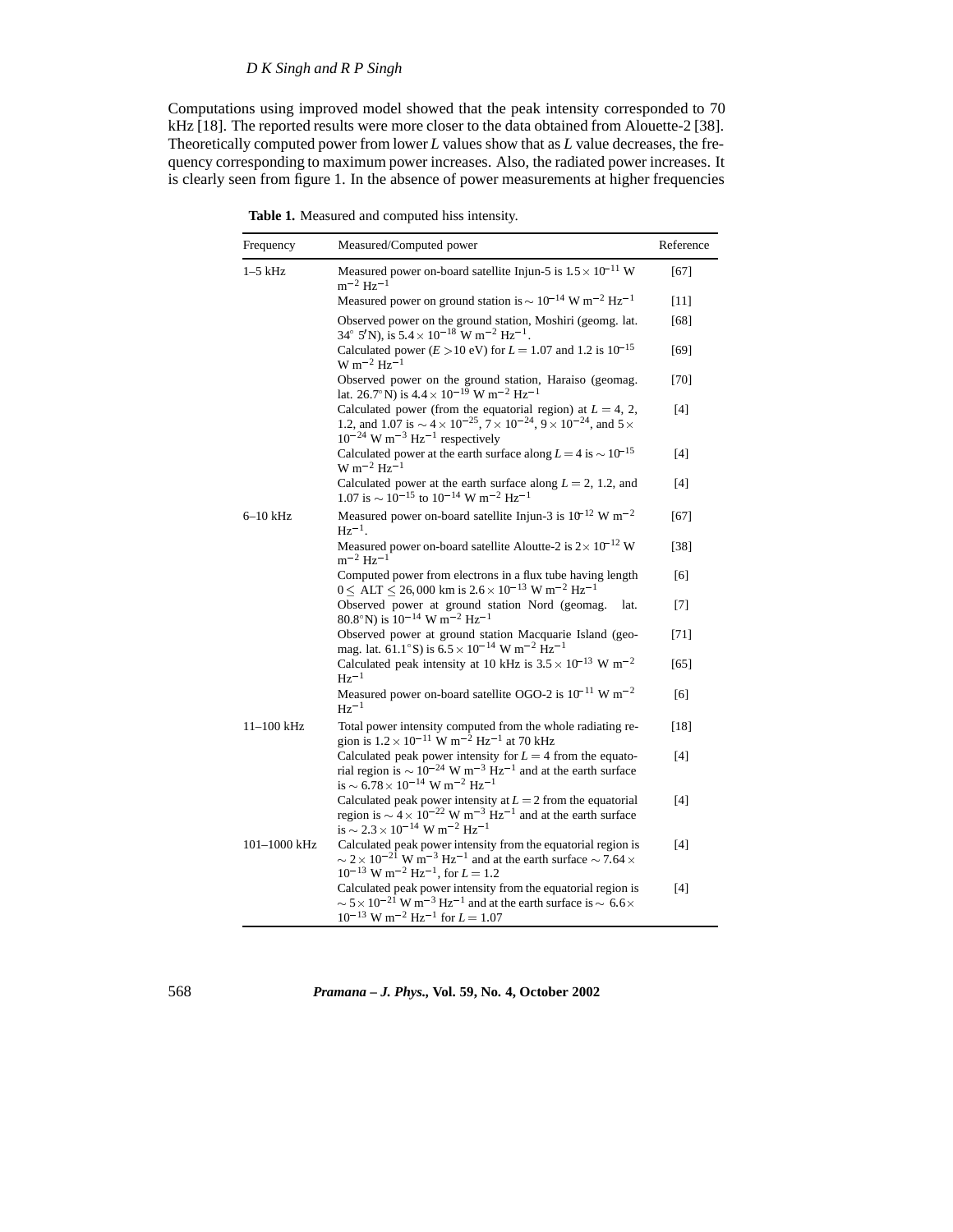Computations using improved model showed that the peak intensity corresponded to 70 kHz [18]. The reported results were more closer to the data obtained from Alouette-2 [38]. Theoretically computed power from lower $L$ values show that as $L$ value decreases, the frequency corresponding to maximum power increases. Also, the radiated power increases. It is clearly seen from figure 1. In the absence of power measurements at higher frequencies

**Table 1.** Measured and computed hiss intensity.

| Frequency | Measured/Computed power | Reference |
|---|---|---|
| 1–5 kHz | Measured power on-board satellite Injun-5 is $1.5 \times 10^{-11}$ W m$^{-2}$ Hz$^{-1}$ | [67] |
| | Measured power on ground station is $\sim 10^{-14}$ W m$^{-2}$ Hz$^{-1}$ | [11] |
| | Observed power on the ground station, Moshiri (geomg. lat. 34° 5′N), is $5.4 \times 10^{-18}$ W m$^{-2}$ Hz$^{-1}$. | [68] |
| | Calculated power ($E > 10$ eV) for $L = 1.07$ and 1.2 is $10^{-15}$ W m$^{-2}$ Hz$^{-1}$ | [69] |
| | Observed power on the ground station, Haraiso (geomag. lat. 26.7°N) is $4.4 \times 10^{-19}$ W m$^{-2}$ Hz$^{-1}$ | [70] |
| | Calculated power (from the equatorial region) at $L = 4$, 2, 1.2, and 1.07 is $\sim 4 \times 10^{-25}$, $7 \times 10^{-24}$, $9 \times 10^{-24}$, and $5 \times 10^{-24}$ W m$^{-3}$ Hz$^{-1}$ respectively | [4] |
| | Calculated power at the earth surface along $L = 4$ is $\sim 10^{-15}$ W m$^{-2}$ Hz$^{-1}$ | [4] |
| | Calculated power at the earth surface along $L = 2$, 1.2, and 1.07 is $\sim 10^{-15}$ to $10^{-14}$ W m$^{-2}$ Hz$^{-1}$ | [4] |
| 6–10 kHz | Measured power on-board satellite Injun-3 is $10^{-12}$ W m$^{-2}$ Hz$^{-1}$. | [67] |
| | Measured power on-board satellite Aloutte-2 is $2 \times 10^{-12}$ W m$^{-2}$ Hz$^{-1}$ | [38] |
| | Computed power from electrons in a flux tube having length $0 \leq$ ALT $\leq 26,000$ km is $2.6 \times 10^{-13}$ W m$^{-2}$ Hz$^{-1}$ | [6] |
| | Observed power at ground station Nord (geomag. lat. 80.8°N) is $10^{-14}$ W m$^{-2}$ Hz$^{-1}$ | [7] |
| | Observed power at ground station Macquarie Island (geomag. lat. 61.1°S) is $6.5 \times 10^{-14}$ W m$^{-2}$ Hz$^{-1}$ | [71] |
| | Calculated peak intensity at 10 kHz is $3.5 \times 10^{-13}$ W m$^{-2}$ Hz$^{-1}$ | [65] |
| | Measured power on-board satellite OGO-2 is $10^{-11}$ W m$^{-2}$ Hz$^{-1}$ | [6] |
| 11–100 kHz | Total power intensity computed from the whole radiating region is $1.2 \times 10^{-11}$ W m$^{-2}$ Hz$^{-1}$ at 70 kHz | [18] |
| | Calculated peak power intensity for $L = 4$ from the equatorial region is $\sim 10^{-24}$ W m$^{-3}$ Hz$^{-1}$ and at the earth surface is $\sim 6.78 \times 10^{-14}$ W m$^{-2}$ Hz$^{-1}$ | [4] |
| | Calculated peak power intensity at $L = 2$ from the equatorial region is $\sim 4 \times 10^{-22}$ W m$^{-3}$ Hz$^{-1}$ and at the earth surface is $\sim 2.3 \times 10^{-14}$ W m$^{-2}$ Hz$^{-1}$ | [4] |
| 101–1000 kHz | Calculated peak power intensity from the equatorial region is $\sim 2 \times 10^{-21}$ W m$^{-3}$ Hz$^{-1}$ and at the earth surface $\sim 7.64 \times 10^{-13}$ W m$^{-2}$ Hz$^{-1}$, for $L = 1.2$ | [4] |
| | Calculated peak power intensity from the equatorial region is $\sim 5 \times 10^{-21}$ W m$^{-3}$ Hz$^{-1}$ and at the earth surface is $\sim 6.6 \times 10^{-13}$ W m$^{-2}$ Hz$^{-1}$ for $L = 1.07$ | [4] |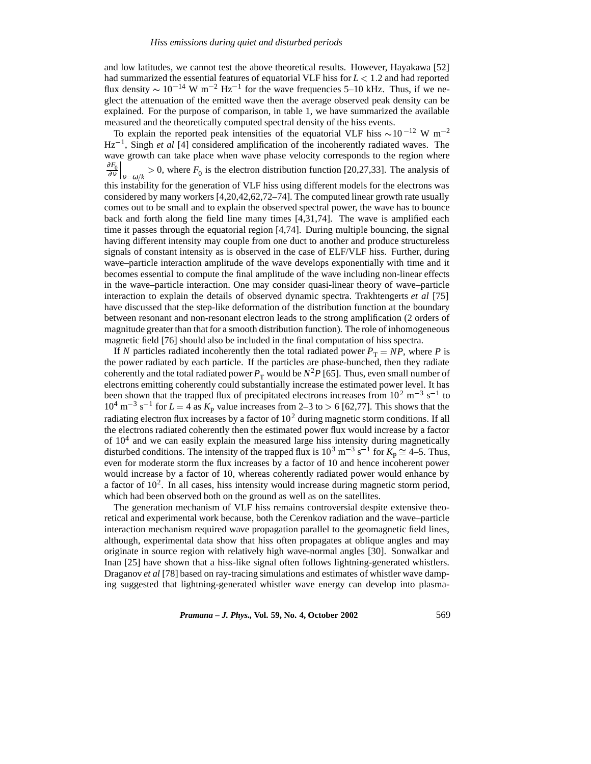and low latitudes, we cannot test the above theoretical results. However, Hayakawa [52] had summarized the essential features of equatorial VLF hiss for $L < 1.2$ and had reported flux density $\sim 10^{-14}$ W m$^{-2}$ Hz$^{-1}$ for the wave frequencies 5–10 kHz. Thus, if we neglect the attenuation of the emitted wave then the average observed peak density can be explained. For the purpose of comparison, in table 1, we have summarized the available measured and the theoretically computed spectral density of the hiss events.

To explain the reported peak intensities of the equatorial VLF hiss $\sim 10^{-12}$ W m$^{-2}$ Hz$^{-1}$, Singh *et al* [4] considered amplification of the incoherently radiated waves. The wave growth can take place when wave phase velocity corresponds to the region where $\left.\frac{\partial F_0}{\partial v}\right|_{v=\omega/k} > 0$, where $F_0$ is the electron distribution function [20,27,33]. The analysis of this instability for the generation of VLF hiss using different models for the electrons was considered by many workers [4,20,42,62,72–74]. The computed linear growth rate usually comes out to be small and to explain the observed spectral power, the wave has to bounce back and forth along the field line many times [4,31,74]. The wave is amplified each time it passes through the equatorial region [4,74]. During multiple bouncing, the signal having different intensity may couple from one duct to another and produce structureless signals of constant intensity as is observed in the case of ELF/VLF hiss. Further, during wave–particle interaction amplitude of the wave develops exponentially with time and it becomes essential to compute the final amplitude of the wave including non-linear effects in the wave–particle interaction. One may consider quasi-linear theory of wave–particle interaction to explain the details of observed dynamic spectra. Trakhtengerts *et al* [75] have discussed that the step-like deformation of the distribution function at the boundary between resonant and non-resonant electron leads to the strong amplification (2 orders of magnitude greater than that for a smooth distribution function). The role of inhomogeneous magnetic field [76] should also be included in the final computation of hiss spectra.

If $N$ particles radiated incoherently then the total radiated power $P_{\mathrm{T}} = NP$, where $P$ is the power radiated by each particle. If the particles are phase-bunched, then they radiate coherently and the total radiated power $P_{\mathrm{T}}$ would be $N^2P$ [65]. Thus, even small number of electrons emitting coherently could substantially increase the estimated power level. It has been shown that the trapped flux of precipitated electrons increases from $10^2$ m$^{-3}$ s$^{-1}$ to $10^4$ m$^{-3}$ s$^{-1}$ for $L = 4$ as $K_{\mathrm{p}}$ value increases from 2–3 to $> 6$ [62,77]. This shows that the radiating electron flux increases by a factor of $10^2$ during magnetic storm conditions. If all the electrons radiated coherently then the estimated power flux would increase by a factor of $10^4$ and we can easily explain the measured large hiss intensity during magnetically disturbed conditions. The intensity of the trapped flux is $10^3$ m$^{-3}$ s$^{-1}$ for $K_{\mathrm{p}} \cong$ 4–5. Thus, even for moderate storm the flux increases by a factor of 10 and hence incoherent power would increase by a factor of 10, whereas coherently radiated power would enhance by a factor of $10^2$. In all cases, hiss intensity would increase during magnetic storm period, which had been observed both on the ground as well as on the satellites.

The generation mechanism of VLF hiss remains controversial despite extensive theoretical and experimental work because, both the Cerenkov radiation and the wave–particle interaction mechanism required wave propagation parallel to the geomagnetic field lines, although, experimental data show that hiss often propagates at oblique angles and may originate in source region with relatively high wave-normal angles [30]. Sonwalkar and Inan [25] have shown that a hiss-like signal often follows lightning-generated whistlers. Draganov *et al* [78] based on ray-tracing simulations and estimates of whistler wave damping suggested that lightning-generated whistler wave energy can develop into plasma-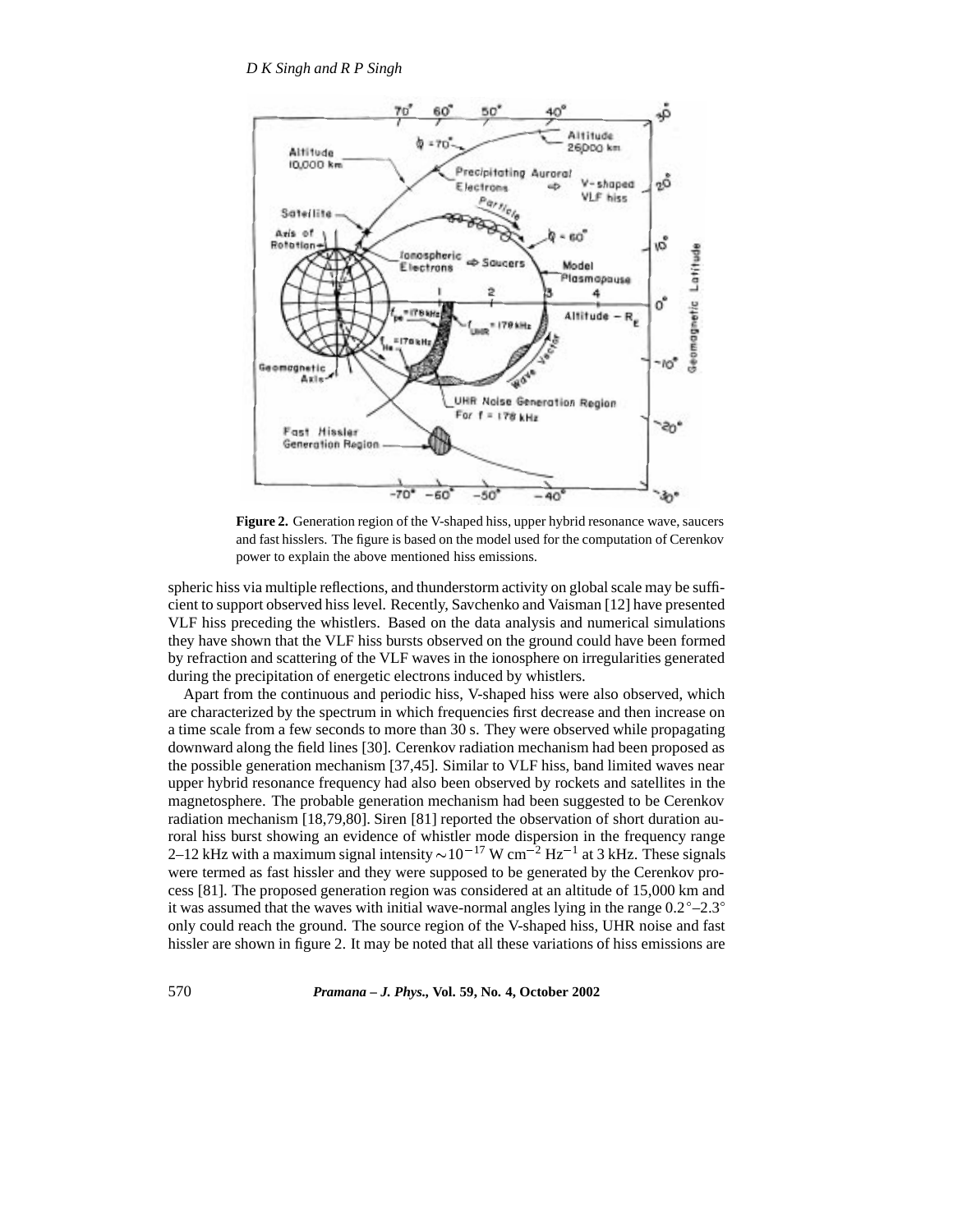**Figure 2.** Generation region of the V-shaped hiss, upper hybrid resonance wave, saucers and fast hisslers. The figure is based on the model used for the computation of Cerenkov power to explain the above mentioned hiss emissions.

spheric hiss via multiple reflections, and thunderstorm activity on global scale may be sufficient to support observed hiss level. Recently, Savchenko and Vaisman [12] have presented VLF hiss preceding the whistlers. Based on the data analysis and numerical simulations they have shown that the VLF hiss bursts observed on the ground could have been formed by refraction and scattering of the VLF waves in the ionosphere on irregularities generated during the precipitation of energetic electrons induced by whistlers.

Apart from the continuous and periodic hiss, V-shaped hiss were also observed, which are characterized by the spectrum in which frequencies first decrease and then increase on a time scale from a few seconds to more than 30 s. They were observed while propagating downward along the field lines [30]. Cerenkov radiation mechanism had been proposed as the possible generation mechanism [37,45]. Similar to VLF hiss, band limited waves near upper hybrid resonance frequency had also been observed by rockets and satellites in the magnetosphere. The probable generation mechanism had been suggested to be Cerenkov radiation mechanism [18,79,80]. Siren [81] reported the observation of short duration auroral hiss burst showing an evidence of whistler mode dispersion in the frequency range 2–12 kHz with a maximum signal intensity $\sim 10^{-17}$ W cm$^{-2}$ Hz$^{-1}$ at 3 kHz. These signals were termed as fast hissler and they were supposed to be generated by the Cerenkov process [81]. The proposed generation region was considered at an altitude of 15,000 km and it was assumed that the waves with initial wave-normal angles lying in the range $0.2^\circ$–$2.3^\circ$ only could reach the ground. The source region of the V-shaped hiss, UHR noise and fast hissler are shown in figure 2. It may be noted that all these variations of hiss emissions are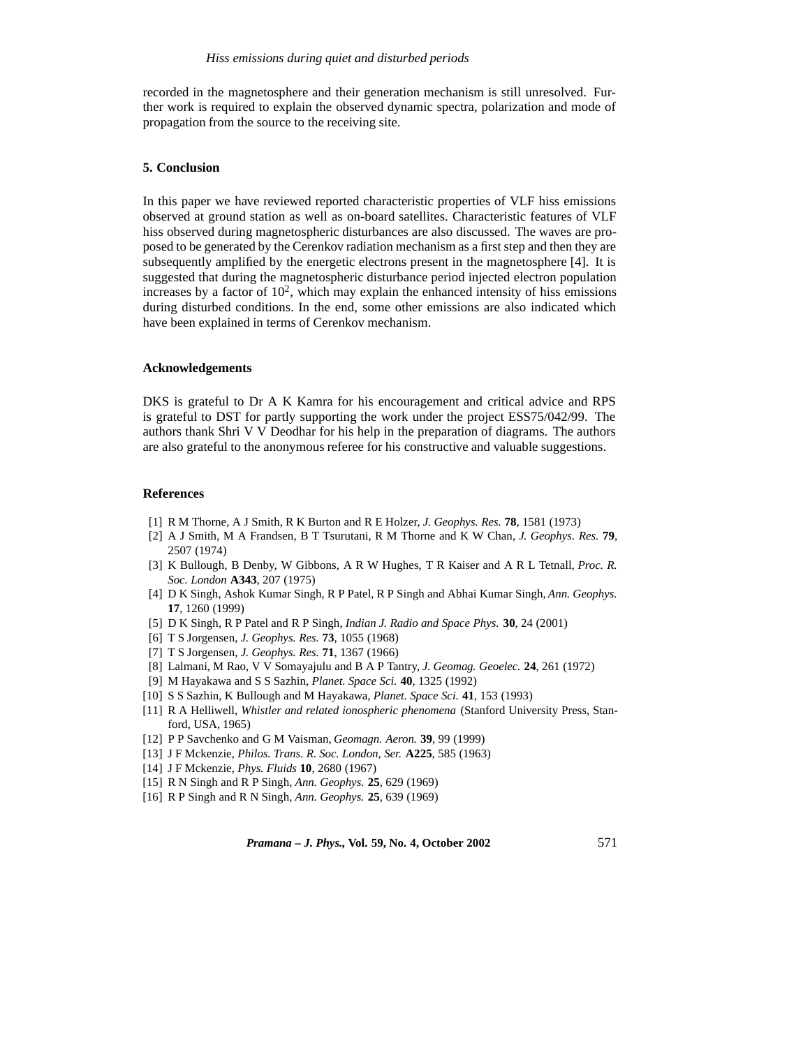recorded in the magnetosphere and their generation mechanism is still unresolved. Further work is required to explain the observed dynamic spectra, polarization and mode of propagation from the source to the receiving site.

## 5. Conclusion

In this paper we have reviewed reported characteristic properties of VLF hiss emissions observed at ground station as well as on-board satellites. Characteristic features of VLF hiss observed during magnetospheric disturbances are also discussed. The waves are proposed to be generated by the Cerenkov radiation mechanism as a first step and then they are subsequently amplified by the energetic electrons present in the magnetosphere [4]. It is suggested that during the magnetospheric disturbance period injected electron population increases by a factor of $10^2$, which may explain the enhanced intensity of hiss emissions during disturbed conditions. In the end, some other emissions are also indicated which have been explained in terms of Cerenkov mechanism.

## Acknowledgements

DKS is grateful to Dr A K Kamra for his encouragement and critical advice and RPS is grateful to DST for partly supporting the work under the project ESS75/042/99. The authors thank Shri V V Deodhar for his help in the preparation of diagrams. The authors are also grateful to the anonymous referee for his constructive and valuable suggestions.

## References

[1] R M Thorne, A J Smith, R K Burton and R E Holzer, *J. Geophys. Res.* **78**, 1581 (1973)

[2] A J Smith, M A Frandsen, B T Tsurutani, R M Thorne and K W Chan, *J. Geophys. Res.* **79**, 2507 (1974)

[3] K Bullough, B Denby, W Gibbons, A R W Hughes, T R Kaiser and A R L Tetnall, *Proc. R. Soc. London* **A343**, 207 (1975)

[4] D K Singh, Ashok Kumar Singh, R P Patel, R P Singh and Abhai Kumar Singh, *Ann. Geophys.* **17**, 1260 (1999)

[5] D K Singh, R P Patel and R P Singh, *Indian J. Radio and Space Phys.* **30**, 24 (2001)

[6] T S Jorgensen, *J. Geophys. Res.* **73**, 1055 (1968)

[7] T S Jorgensen, *J. Geophys. Res.* **71**, 1367 (1966)

[8] Lalmani, M Rao, V V Somayajulu and B A P Tantry, *J. Geomag. Geoelec.* **24**, 261 (1972)

[9] M Hayakawa and S S Sazhin, *Planet. Space Sci.* **40**, 1325 (1992)

[10] S S Sazhin, K Bullough and M Hayakawa, *Planet. Space Sci.* **41**, 153 (1993)

[11] R A Helliwell, *Whistler and related ionospheric phenomena* (Stanford University Press, Stanford, USA, 1965)

[12] P P Savchenko and G M Vaisman, *Geomagn. Aeron.* **39**, 99 (1999)

[13] J F Mckenzie, *Philos. Trans. R. Soc. London, Ser.* **A225**, 585 (1963)

[14] J F Mckenzie, *Phys. Fluids* **10**, 2680 (1967)

[15] R N Singh and R P Singh, *Ann. Geophys.* **25**, 629 (1969)

[16] R P Singh and R N Singh, *Ann. Geophys.* **25**, 639 (1969)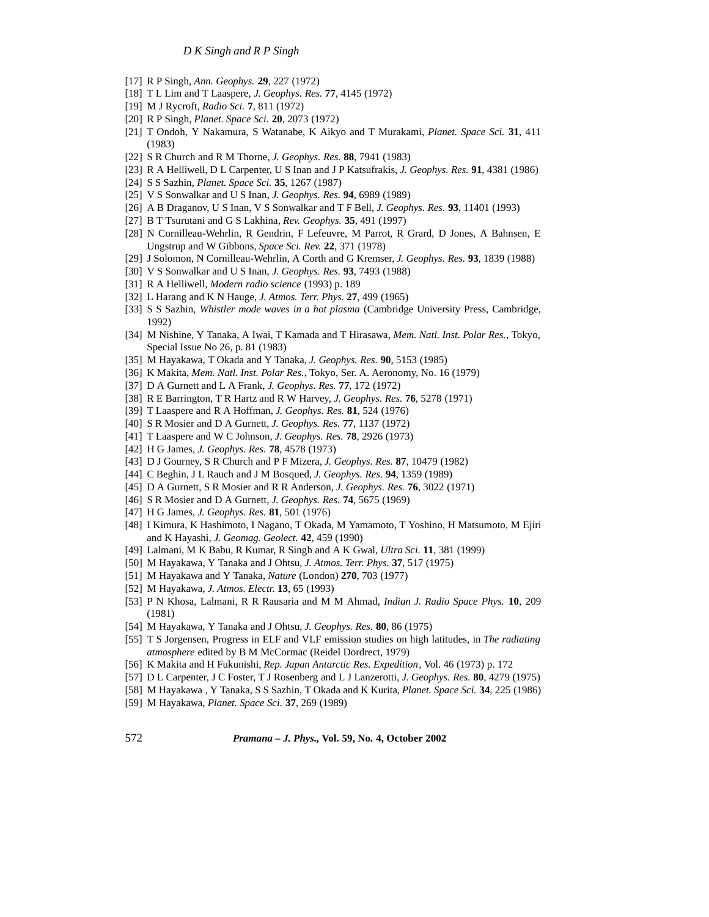[17] R P Singh, *Ann. Geophys.* **29**, 227 (1972)
[18] T L Lim and T Laaspere, *J. Geophys. Res.* **77**, 4145 (1972)
[19] M J Rycroft, *Radio Sci.* **7**, 811 (1972)
[20] R P Singh, *Planet. Space Sci.* **20**, 2073 (1972)
[21] T Ondoh, Y Nakamura, S Watanabe, K Aikyo and T Murakami, *Planet. Space Sci.* **31**, 411 (1983)
[22] S R Church and R M Thorne, *J. Geophys. Res.* **88**, 7941 (1983)
[23] R A Helliwell, D L Carpenter, U S Inan and J P Katsufrakis, *J. Geophys. Res.* **91**, 4381 (1986)
[24] S S Sazhin, *Planet. Space Sci.* **35**, 1267 (1987)
[25] V S Sonwalkar and U S Inan, *J. Geophys. Res.* **94**, 6989 (1989)
[26] A B Draganov, U S Inan, V S Sonwalkar and T F Bell, *J. Geophys. Res.* **93**, 11401 (1993)
[27] B T Tsurutani and G S Lakhina, *Rev. Geophys.* **35**, 491 (1997)
[28] N Cornilleau-Wehrlin, R Gendrin, F Lefeuvre, M Parrot, R Grard, D Jones, A Bahnsen, E Ungstrup and W Gibbons, *Space Sci. Rev.* **22**, 371 (1978)
[29] J Solomon, N Cornilleau-Wehrlin, A Corth and G Kremser, *J. Geophys. Res.* **93**, 1839 (1988)
[30] V S Sonwalkar and U S Inan, *J. Geophys. Res.* **93**, 7493 (1988)
[31] R A Helliwell, *Modern radio science* (1993) p. 189
[32] L Harang and K N Hauge, *J. Atmos. Terr. Phys.* **27**, 499 (1965)
[33] S S Sazhin, *Whistler mode waves in a hot plasma* (Cambridge University Press, Cambridge, 1992)
[34] M Nishine, Y Tanaka, A Iwai, T Kamada and T Hirasawa, *Mem. Natl. Inst. Polar Res.*, Tokyo, Special Issue No 26, p. 81 (1983)
[35] M Hayakawa, T Okada and Y Tanaka, *J. Geophys. Res.* **90**, 5153 (1985)
[36] K Makita, *Mem. Natl. Inst. Polar Res.*, Tokyo, Ser. A. Aeronomy, No. 16 (1979)
[37] D A Gurnett and L A Frank, *J. Geophys. Res.* **77**, 172 (1972)
[38] R E Barrington, T R Hartz and R W Harvey, *J. Geophys. Res.* **76**, 5278 (1971)
[39] T Laaspere and R A Hoffman, *J. Geophys. Res.* **81**, 524 (1976)
[40] S R Mosier and D A Gurnett, *J. Geophys. Res.* **77**, 1137 (1972)
[41] T Laaspere and W C Johnson, *J. Geophys. Res.* **78**, 2926 (1973)
[42] H G James, *J. Geophys. Res.* **78**, 4578 (1973)
[43] D J Gourney, S R Church and P F Mizera, *J. Geophys. Res.* **87**, 10479 (1982)
[44] C Beghin, J L Rauch and J M Bosqued, *J. Geophys. Res.* **94**, 1359 (1989)
[45] D A Gurnett, S R Mosier and R R Anderson, *J. Geophys. Res.* **76**, 3022 (1971)
[46] S R Mosier and D A Gurnett, *J. Geophys. Res.* **74**, 5675 (1969)
[47] H G James, *J. Geophys. Res.* **81**, 501 (1976)
[48] I Kimura, K Hashimoto, I Nagano, T Okada, M Yamamoto, T Yoshino, H Matsumoto, M Ejiri and K Hayashi, *J. Geomag. Geolect.* **42**, 459 (1990)
[49] Lalmani, M K Babu, R Kumar, R Singh and A K Gwal, *Ultra Sci.* **11**, 381 (1999)
[50] M Hayakawa, Y Tanaka and J Ohtsu, *J. Atmos. Terr. Phys.* **37**, 517 (1975)
[51] M Hayakawa and Y Tanaka, *Nature* (London) **270**, 703 (1977)
[52] M Hayakawa, *J. Atmos. Electr.* **13**, 65 (1993)
[53] P N Khosa, Lalmani, R R Rausaria and M M Ahmad, *Indian J. Radio Space Phys.* **10**, 209 (1981)
[54] M Hayakawa, Y Tanaka and J Ohtsu, *J. Geophys. Res.* **80**, 86 (1975)
[55] T S Jorgensen, Progress in ELF and VLF emission studies on high latitudes, in *The radiating atmosphere* edited by B M McCormac (Reidel Dordrect, 1979)
[56] K Makita and H Fukunishi, *Rep. Japan Antarctic Res. Expedition*, Vol. 46 (1973) p. 172
[57] D L Carpenter, J C Foster, T J Rosenberg and L J Lanzerotti, *J. Geophys. Res.* **80**, 4279 (1975)
[58] M Hayakawa , Y Tanaka, S S Sazhin, T Okada and K Kurita, *Planet. Space Sci.* **34**, 225 (1986)
[59] M Hayakawa, *Planet. Space Sci.* **37**, 269 (1989)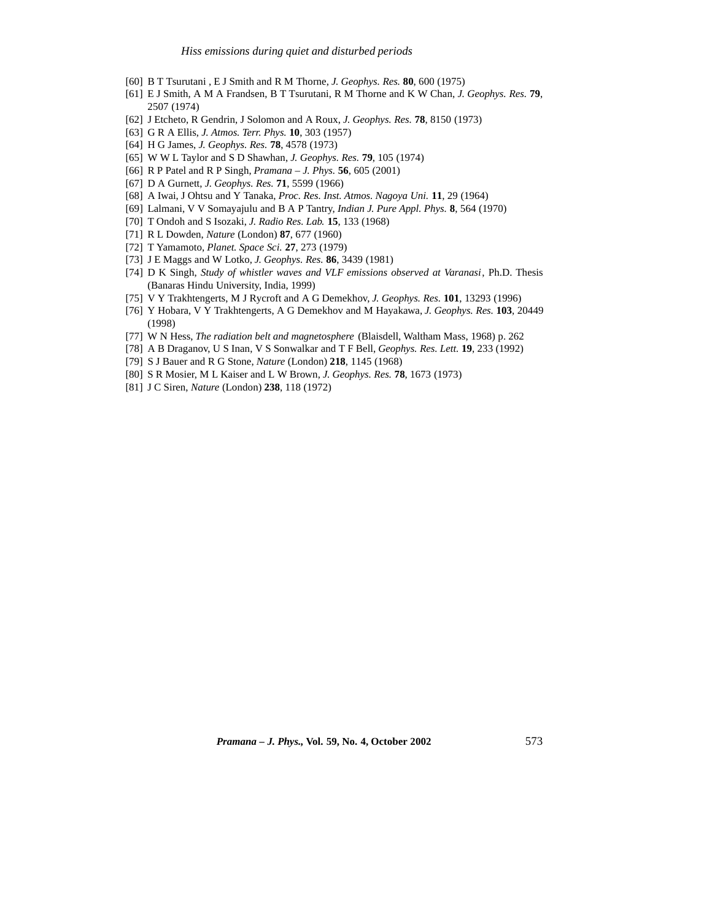[60] B T Tsurutani , E J Smith and R M Thorne, *J. Geophys. Res.* **80**, 600 (1975)

[61] E J Smith, A M A Frandsen, B T Tsurutani, R M Thorne and K W Chan, *J. Geophys. Res.* **79**, 2507 (1974)

[62] J Etcheto, R Gendrin, J Solomon and A Roux, *J. Geophys. Res.* **78**, 8150 (1973)

[63] G R A Ellis, *J. Atmos. Terr. Phys.* **10**, 303 (1957)

[64] H G James, *J. Geophys. Res.* **78**, 4578 (1973)

[65] W W L Taylor and S D Shawhan, *J. Geophys. Res.* **79**, 105 (1974)

[66] R P Patel and R P Singh, *Pramana – J. Phys.* **56**, 605 (2001)

[67] D A Gurnett, *J. Geophys. Res.* **71**, 5599 (1966)

[68] A Iwai, J Ohtsu and Y Tanaka, *Proc. Res. Inst. Atmos. Nagoya Uni.* **11**, 29 (1964)

[69] Lalmani, V V Somayajulu and B A P Tantry, *Indian J. Pure Appl. Phys.* **8**, 564 (1970)

[70] T Ondoh and S Isozaki, *J. Radio Res. Lab.* **15**, 133 (1968)

[71] R L Dowden, *Nature* (London) **87**, 677 (1960)

[72] T Yamamoto, *Planet. Space Sci.* **27**, 273 (1979)

[73] J E Maggs and W Lotko, *J. Geophys. Res.* **86**, 3439 (1981)

[74] D K Singh, *Study of whistler waves and VLF emissions observed at Varanasi*, Ph.D. Thesis (Banaras Hindu University, India, 1999)

[75] V Y Trakhtengerts, M J Rycroft and A G Demekhov, *J. Geophys. Res.* **101**, 13293 (1996)

[76] Y Hobara, V Y Trakhtengerts, A G Demekhov and M Hayakawa, *J. Geophys. Res.* **103**, 20449 (1998)

[77] W N Hess, *The radiation belt and magnetosphere* (Blaisdell, Waltham Mass, 1968) p. 262

[78] A B Draganov, U S Inan, V S Sonwalkar and T F Bell, *Geophys. Res. Lett.* **19**, 233 (1992)

[79] S J Bauer and R G Stone, *Nature* (London) **218**, 1145 (1968)

[80] S R Mosier, M L Kaiser and L W Brown, *J. Geophys. Res.* **78**, 1673 (1973)

[81] J C Siren, *Nature* (London) **238**, 118 (1972)